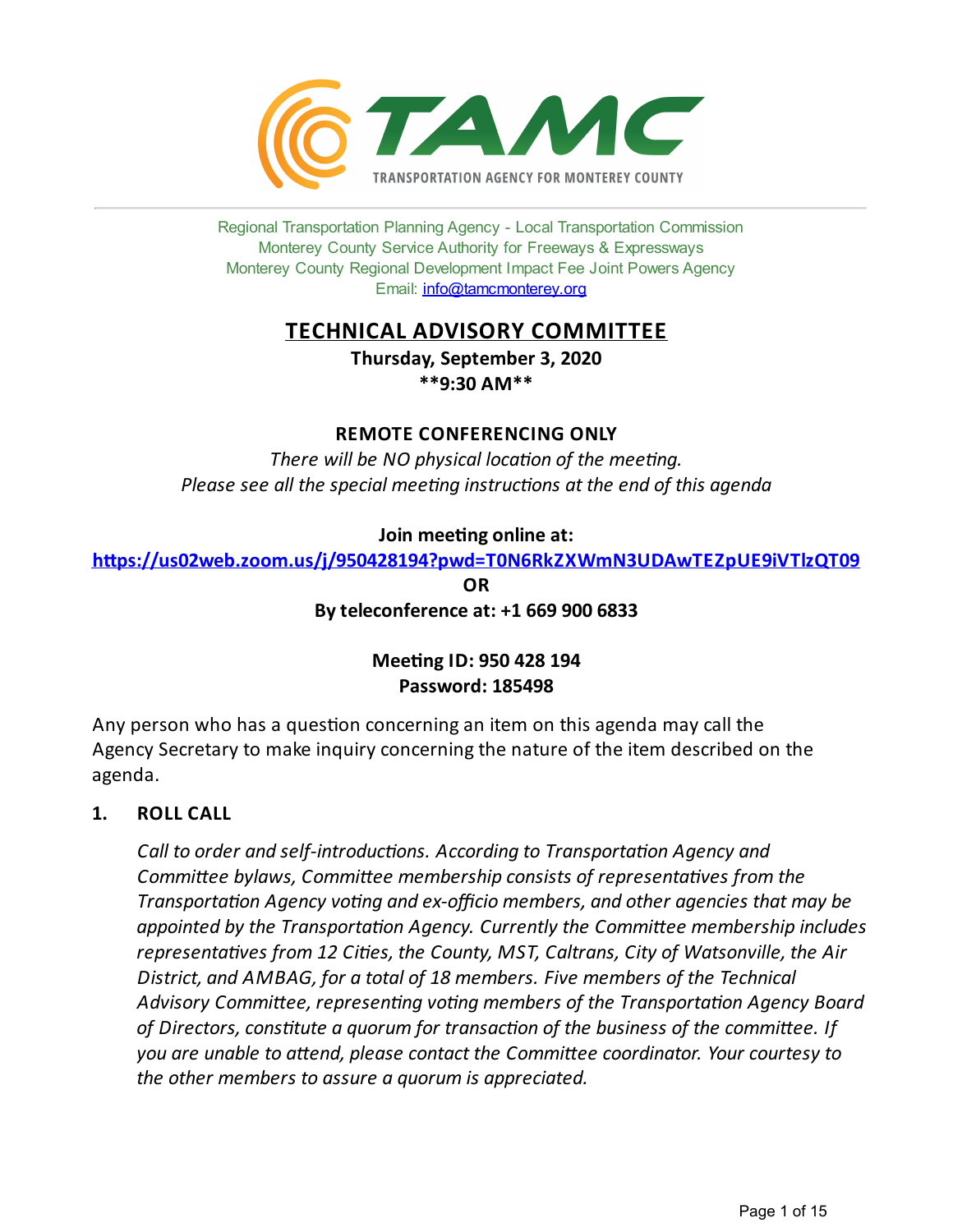TRANSPORTATION AGENCY FOR MONTEREY COUNTY

Regional Transportation Planning Agency - Local Transportation Commission
Monterey County Service Authority for Freeways & Expressways
Monterey County Regional Development Impact Fee Joint Powers Agency
Email: info@tamcmonterey.org

# TECHNICAL ADVISORY COMMITTEE

**Thursday, September 3, 2020**
****9:30 AM****

**REMOTE CONFERENCING ONLY**

*There will be NO physical location of the meeting.*
*Please see all the special meeting instructions at the end of this agenda*

**Join meeting online at:**
**https://us02web.zoom.us/j/950428194?pwd=T0N6RkZXWmN3UDAwTEZpUE9iVTlzQT09**
**OR**
**By teleconference at: +1 669 900 6833**

**Meeting ID: 950 428 194**
**Password: 185498**

Any person who has a question concerning an item on this agenda may call the Agency Secretary to make inquiry concerning the nature of the item described on the agenda.

## 1. ROLL CALL

*Call to order and self-introductions. According to Transportation Agency and Committee bylaws, Committee membership consists of representatives from the Transportation Agency voting and ex-officio members, and other agencies that may be appointed by the Transportation Agency. Currently the Committee membership includes representatives from 12 Cities, the County, MST, Caltrans, City of Watsonville, the Air District, and AMBAG, for a total of 18 members. Five members of the Technical Advisory Committee, representing voting members of the Transportation Agency Board of Directors, constitute a quorum for transaction of the business of the committee. If you are unable to attend, please contact the Committee coordinator. Your courtesy to the other members to assure a quorum is appreciated.*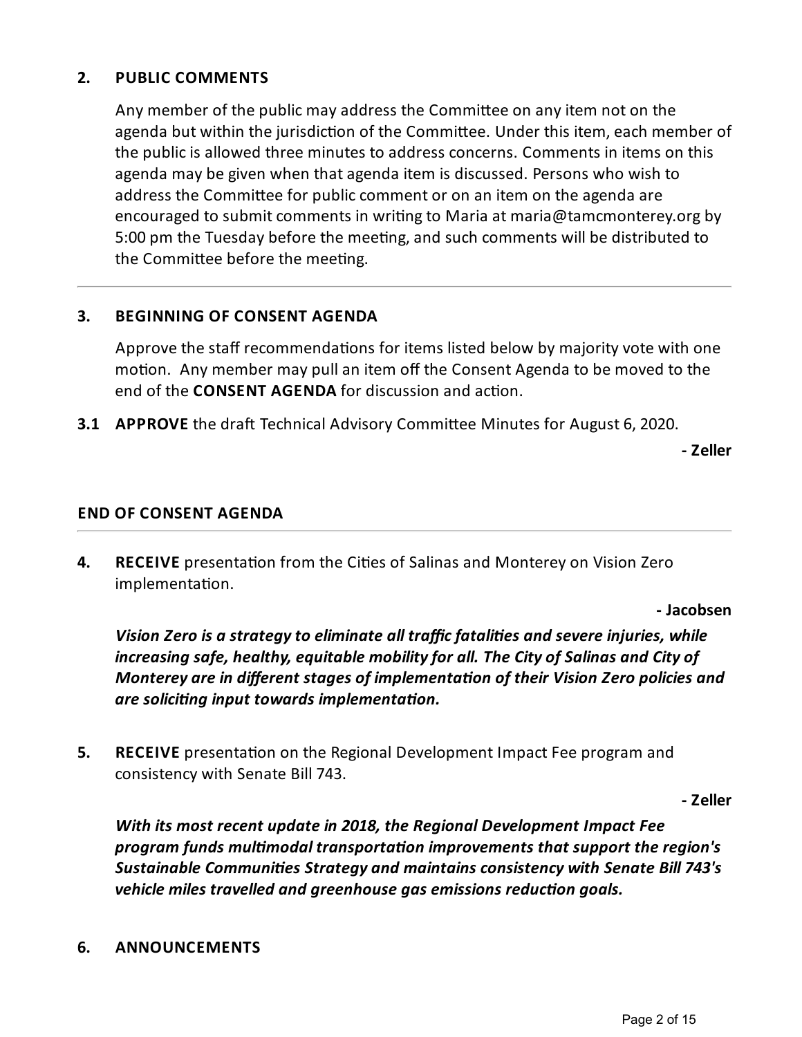## 2. PUBLIC COMMENTS

Any member of the public may address the Committee on any item not on the agenda but within the jurisdiction of the Committee. Under this item, each member of the public is allowed three minutes to address concerns. Comments in items on this agenda may be given when that agenda item is discussed. Persons who wish to address the Committee for public comment or on an item on the agenda are encouraged to submit comments in writing to Maria at maria@tamcmonterey.org by 5:00 pm the Tuesday before the meeting, and such comments will be distributed to the Committee before the meeting.

---

## 3. BEGINNING OF CONSENT AGENDA

Approve the staff recommendations for items listed below by majority vote with one motion. Any member may pull an item off the Consent Agenda to be moved to the end of the **CONSENT AGENDA** for discussion and action.

**3.1** **APPROVE** the draft Technical Advisory Committee Minutes for August 6, 2020.

**- Zeller**

## END OF CONSENT AGENDA

---

**4.** **RECEIVE** presentation from the Cities of Salinas and Monterey on Vision Zero implementation.

**- Jacobsen**

***Vision Zero is a strategy to eliminate all traffic fatalities and severe injuries, while increasing safe, healthy, equitable mobility for all. The City of Salinas and City of Monterey are in different stages of implementation of their Vision Zero policies and are soliciting input towards implementation.***

**5.** **RECEIVE** presentation on the Regional Development Impact Fee program and consistency with Senate Bill 743.

**- Zeller**

***With its most recent update in 2018, the Regional Development Impact Fee program funds multimodal transportation improvements that support the region's Sustainable Communities Strategy and maintains consistency with Senate Bill 743's vehicle miles travelled and greenhouse gas emissions reduction goals.***

## 6. ANNOUNCEMENTS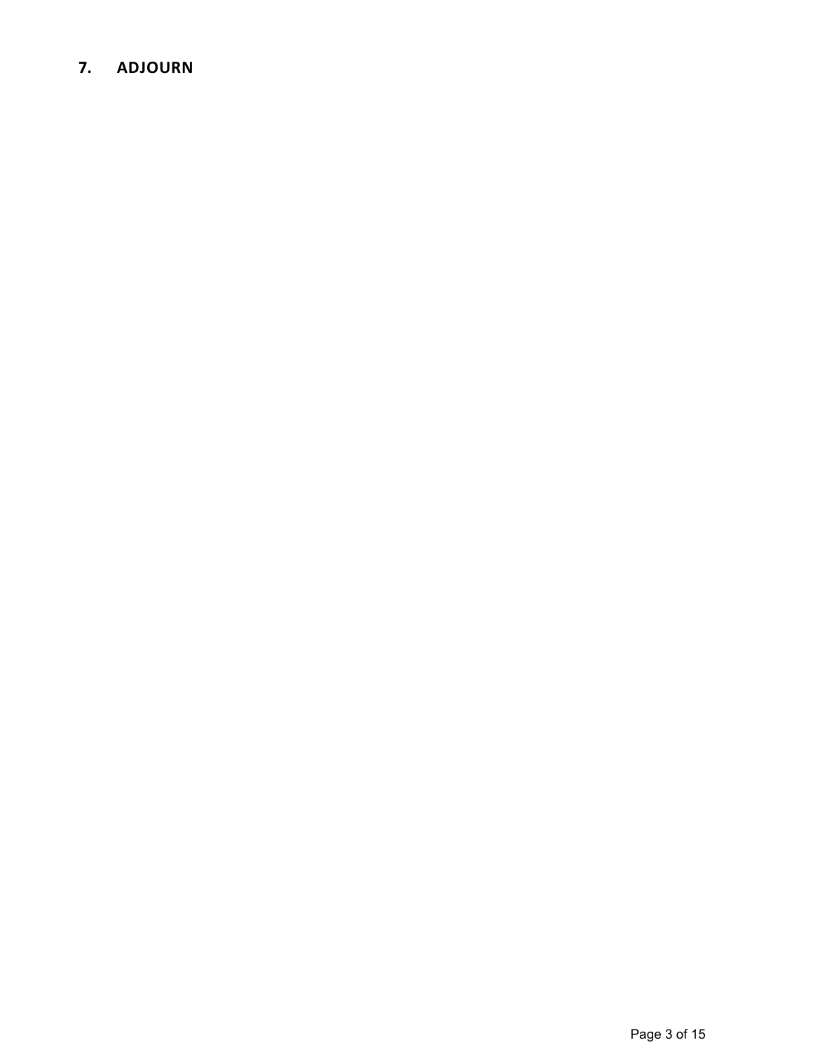## 7. ADJOURN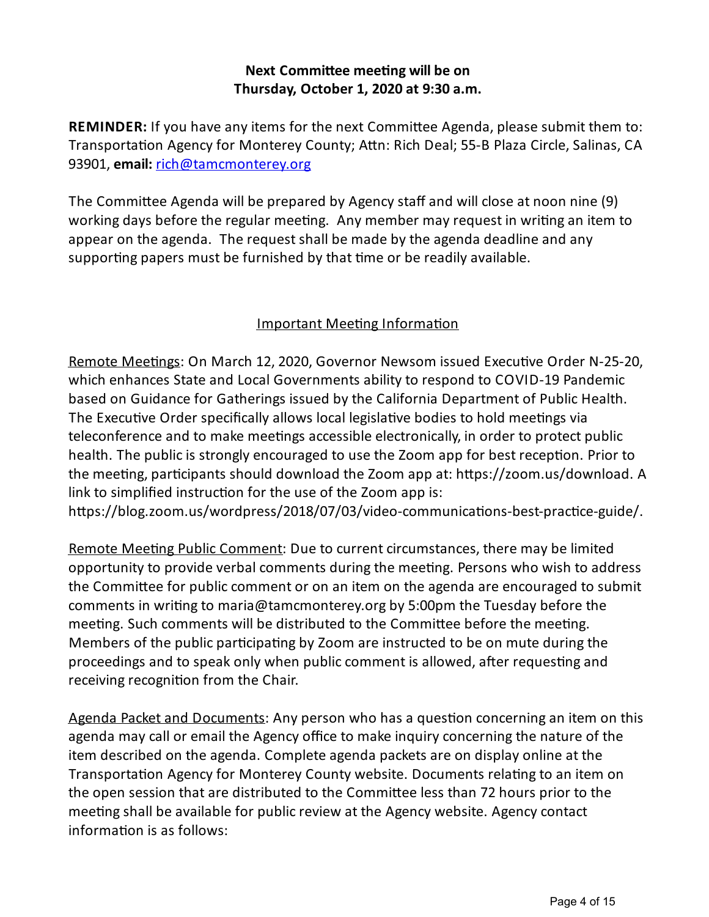**Next Committee meeting will be on**
**Thursday, October 1, 2020 at 9:30 a.m.**

**REMINDER:** If you have any items for the next Committee Agenda, please submit them to: Transportation Agency for Monterey County; Attn: Rich Deal; 55-B Plaza Circle, Salinas, CA 93901, **email:** rich@tamcmonterey.org

The Committee Agenda will be prepared by Agency staff and will close at noon nine (9) working days before the regular meeting. Any member may request in writing an item to appear on the agenda. The request shall be made by the agenda deadline and any supporting papers must be furnished by that time or be readily available.

<u>Important Meeting Information</u>

<u>Remote Meetings</u>: On March 12, 2020, Governor Newsom issued Executive Order N-25-20, which enhances State and Local Governments ability to respond to COVID-19 Pandemic based on Guidance for Gatherings issued by the California Department of Public Health. The Executive Order specifically allows local legislative bodies to hold meetings via teleconference and to make meetings accessible electronically, in order to protect public health. The public is strongly encouraged to use the Zoom app for best reception. Prior to the meeting, participants should download the Zoom app at: https://zoom.us/download. A link to simplified instruction for the use of the Zoom app is: https://blog.zoom.us/wordpress/2018/07/03/video-communications-best-practice-guide/.

<u>Remote Meeting Public Comment</u>: Due to current circumstances, there may be limited opportunity to provide verbal comments during the meeting. Persons who wish to address the Committee for public comment or on an item on the agenda are encouraged to submit comments in writing to maria@tamcmonterey.org by 5:00pm the Tuesday before the meeting. Such comments will be distributed to the Committee before the meeting. Members of the public participating by Zoom are instructed to be on mute during the proceedings and to speak only when public comment is allowed, after requesting and receiving recognition from the Chair.

<u>Agenda Packet and Documents</u>: Any person who has a question concerning an item on this agenda may call or email the Agency office to make inquiry concerning the nature of the item described on the agenda. Complete agenda packets are on display online at the Transportation Agency for Monterey County website. Documents relating to an item on the open session that are distributed to the Committee less than 72 hours prior to the meeting shall be available for public review at the Agency website. Agency contact information is as follows: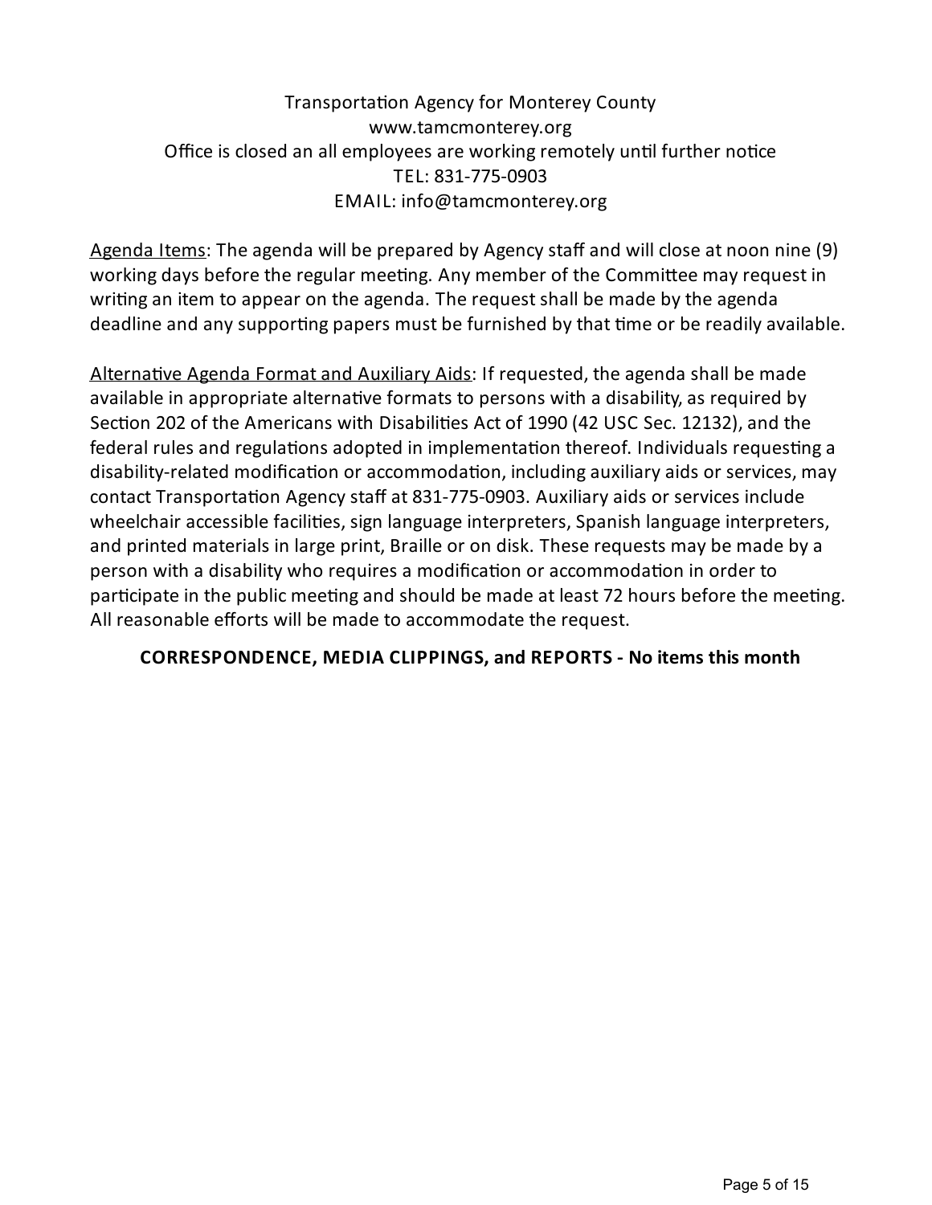Transportation Agency for Monterey County
www.tamcmonterey.org
Office is closed an all employees are working remotely until further notice
TEL: 831-775-0903
EMAIL: info@tamcmonterey.org

Agenda Items: The agenda will be prepared by Agency staff and will close at noon nine (9) working days before the regular meeting. Any member of the Committee may request in writing an item to appear on the agenda. The request shall be made by the agenda deadline and any supporting papers must be furnished by that time or be readily available.

Alternative Agenda Format and Auxiliary Aids: If requested, the agenda shall be made available in appropriate alternative formats to persons with a disability, as required by Section 202 of the Americans with Disabilities Act of 1990 (42 USC Sec. 12132), and the federal rules and regulations adopted in implementation thereof. Individuals requesting a disability-related modification or accommodation, including auxiliary aids or services, may contact Transportation Agency staff at 831-775-0903. Auxiliary aids or services include wheelchair accessible facilities, sign language interpreters, Spanish language interpreters, and printed materials in large print, Braille or on disk. These requests may be made by a person with a disability who requires a modification or accommodation in order to participate in the public meeting and should be made at least 72 hours before the meeting. All reasonable efforts will be made to accommodate the request.

**CORRESPONDENCE, MEDIA CLIPPINGS, and REPORTS - No items this month**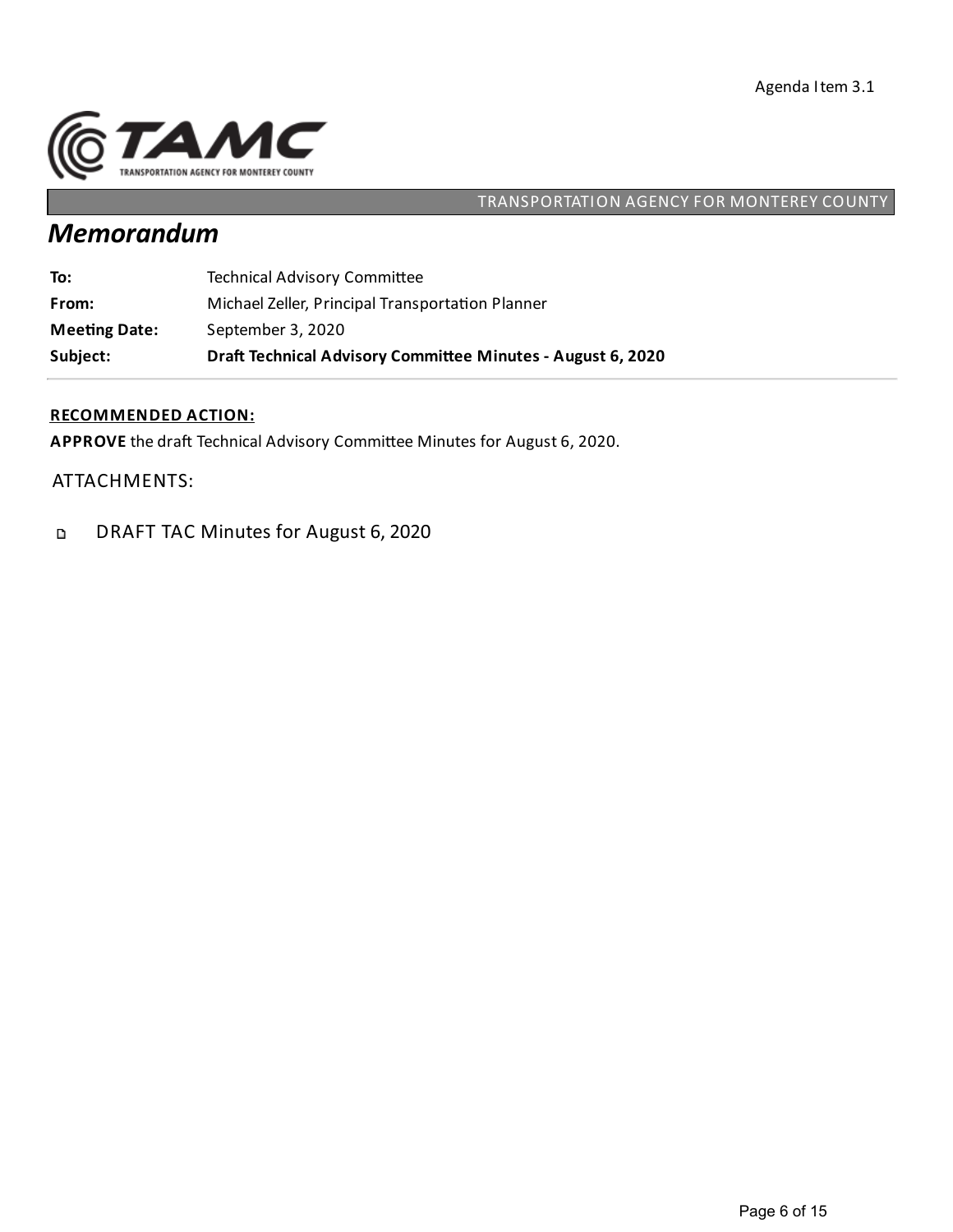Agenda Item 3.1

TRANSPORTATION AGENCY FOR MONTEREY COUNTY

# *Memorandum*

| | |
|---|---|
| **To:** | Technical Advisory Committee |
| **From:** | Michael Zeller, Principal Transportation Planner |
| **Meeting Date:** | September 3, 2020 |
| **Subject:** | **Draft Technical Advisory Committee Minutes - August 6, 2020** |

**RECOMMENDED ACTION:**

**APPROVE** the draft Technical Advisory Committee Minutes for August 6, 2020.

ATTACHMENTS:

- DRAFT TAC Minutes for August 6, 2020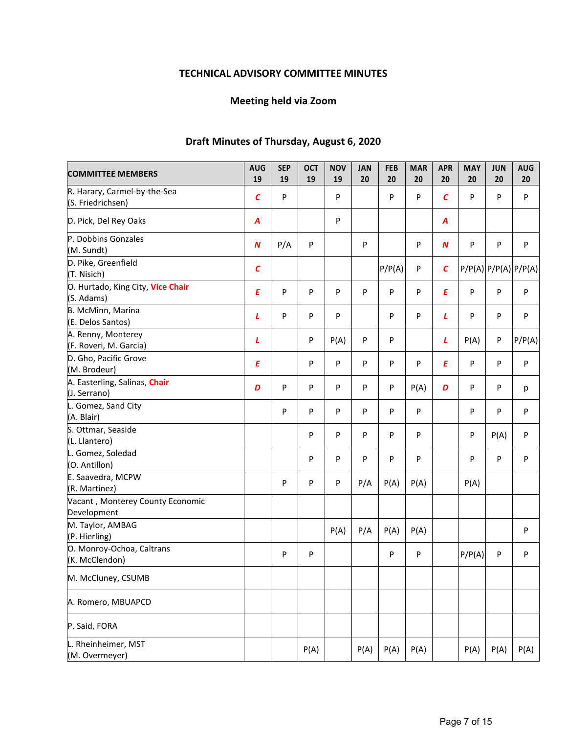**TECHNICAL ADVISORY COMMITTEE MINUTES**

**Meeting held via Zoom**

**Draft Minutes of Thursday, August 6, 2020**

| COMMITTEE MEMBERS | AUG 19 | SEP 19 | OCT 19 | NOV 19 | JAN 20 | FEB 20 | MAR 20 | APR 20 | MAY 20 | JUN 20 | AUG 20 |
|---|---|---|---|---|---|---|---|---|---|---|---|
| R. Harary, Carmel-by-the-Sea (S. Friedrichsen) | C | P | | P | | P | P | C | P | P | P |
| D. Pick, Del Rey Oaks | A | | | P | | | | A | | | |
| P. Dobbins Gonzales (M. Sundt) | N | P/A | P | | P | | P | N | P | P | P |
| D. Pike, Greenfield (T. Nisich) | C | | | | | P/P(A) | P | C | P/P(A) | P/P(A) | P/P(A) |
| O. Hurtado, King City, Vice Chair (S. Adams) | E | P | P | P | P | P | P | E | P | P | P |
| B. McMinn, Marina (E. Delos Santos) | L | P | P | P | | P | P | L | P | P | P |
| A. Renny, Monterey (F. Roveri, M. Garcia) | L | | P | P(A) | P | P | | L | P(A) | P | P/P(A) |
| D. Gho, Pacific Grove (M. Brodeur) | E | | P | P | P | P | P | E | P | P | P |
| A. Easterling, Salinas, Chair (J. Serrano) | D | P | P | P | P | P | P(A) | D | P | P | p |
| L. Gomez, Sand City (A. Blair) | | P | P | P | P | P | P | | P | P | P |
| S. Ottmar, Seaside (L. Llantero) | | | P | P | P | P | P | | P | P(A) | P |
| L. Gomez, Soledad (O. Antillon) | | | P | P | P | P | P | | P | P | P |
| E. Saavedra, MCPW (R. Martinez) | | P | P | P | P/A | P(A) | P(A) | | P(A) | | |
| Vacant , Monterey County Economic Development | | | | | | | | | | | |
| M. Taylor, AMBAG (P. Hierling) | | | | P(A) | P/A | P(A) | P(A) | | | | P |
| O. Monroy-Ochoa, Caltrans (K. McClendon) | | P | P | | | P | P | | P/P(A) | P | P |
| M. McCluney, CSUMB | | | | | | | | | | | |
| A. Romero, MBUAPCD | | | | | | | | | | | |
| P. Said, FORA | | | | | | | | | | | |
| L. Rheinheimer, MST (M. Overmeyer) | | | P(A) | | P(A) | P(A) | P(A) | | P(A) | P(A) | P(A) |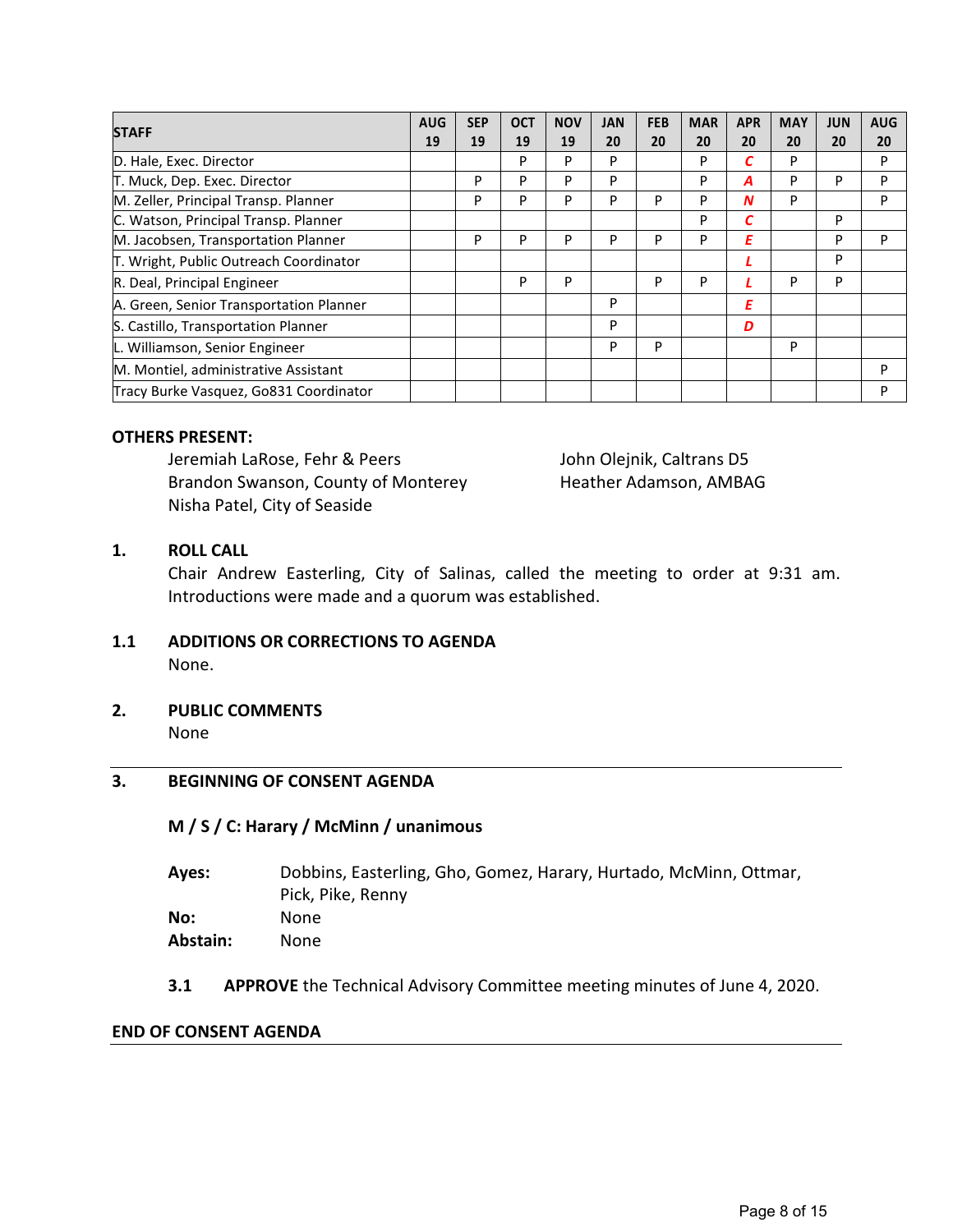| STAFF | AUG 19 | SEP 19 | OCT 19 | NOV 19 | JAN 20 | FEB 20 | MAR 20 | APR 20 | MAY 20 | JUN 20 | AUG 20 |
|---|---|---|---|---|---|---|---|---|---|---|---|
| D. Hale, Exec. Director | | | P | P | P | | P | ***C*** | P | | P |
| T. Muck, Dep. Exec. Director | | P | P | P | P | | P | ***A*** | P | P | P |
| M. Zeller, Principal Transp. Planner | | P | P | P | P | P | P | ***N*** | P | | P |
| C. Watson, Principal Transp. Planner | | | | | | | P | ***C*** | | P | |
| M. Jacobsen, Transportation Planner | | P | P | P | P | P | P | ***E*** | | P | P |
| T. Wright, Public Outreach Coordinator | | | | | | | | ***L*** | | P | |
| R. Deal, Principal Engineer | | | P | P | | P | P | ***L*** | P | P | |
| A. Green, Senior Transportation Planner | | | | | P | | | ***E*** | | | |
| S. Castillo, Transportation Planner | | | | | P | | | ***D*** | | | |
| L. Williamson, Senior Engineer | | | | | P | P | | | P | | |
| M. Montiel, administrative Assistant | | | | | | | | | | | P |
| Tracy Burke Vasquez, Go831 Coordinator | | | | | | | | | | | P |

**OTHERS PRESENT:**

Jeremiah LaRose, Fehr & Peers
Brandon Swanson, County of Monterey
Nisha Patel, City of Seaside
John Olejnik, Caltrans D5
Heather Adamson, AMBAG

## 1. ROLL CALL

Chair Andrew Easterling, City of Salinas, called the meeting to order at 9:31 am. Introductions were made and a quorum was established.

## 1.1 ADDITIONS OR CORRECTIONS TO AGENDA

None.

## 2. PUBLIC COMMENTS

None

---

## 3. BEGINNING OF CONSENT AGENDA

**M / S / C: Harary / McMinn / unanimous**

**Ayes:** Dobbins, Easterling, Gho, Gomez, Harary, Hurtado, McMinn, Ottmar, Pick, Pike, Renny
**No:** None
**Abstain:** None

**3.1 APPROVE** the Technical Advisory Committee meeting minutes of June 4, 2020.

**END OF CONSENT AGENDA**

---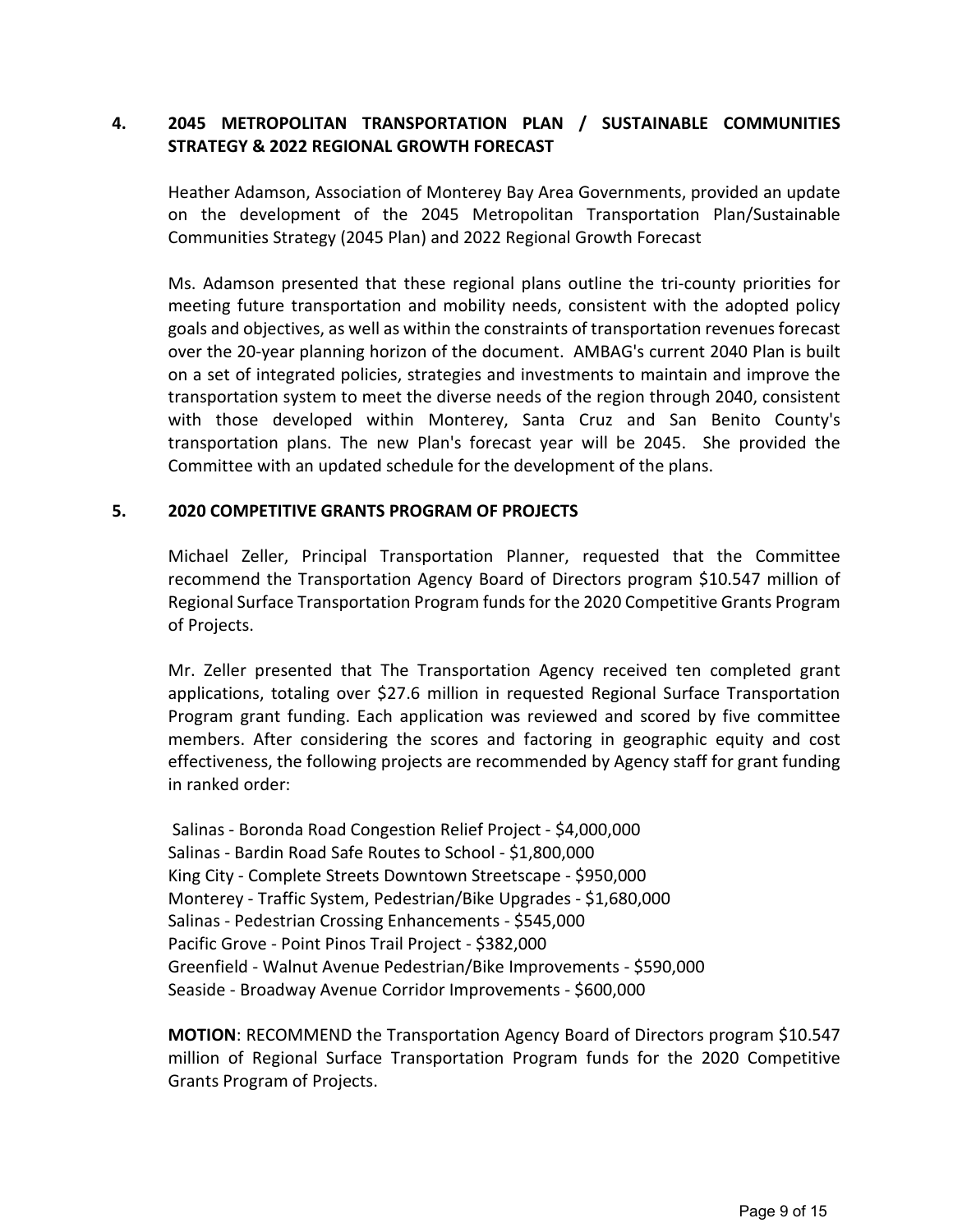## 4. 2045 METROPOLITAN TRANSPORTATION PLAN / SUSTAINABLE COMMUNITIES STRATEGY & 2022 REGIONAL GROWTH FORECAST

Heather Adamson, Association of Monterey Bay Area Governments, provided an update on the development of the 2045 Metropolitan Transportation Plan/Sustainable Communities Strategy (2045 Plan) and 2022 Regional Growth Forecast

Ms. Adamson presented that these regional plans outline the tri-county priorities for meeting future transportation and mobility needs, consistent with the adopted policy goals and objectives, as well as within the constraints of transportation revenues forecast over the 20-year planning horizon of the document. AMBAG's current 2040 Plan is built on a set of integrated policies, strategies and investments to maintain and improve the transportation system to meet the diverse needs of the region through 2040, consistent with those developed within Monterey, Santa Cruz and San Benito County's transportation plans. The new Plan's forecast year will be 2045. She provided the Committee with an updated schedule for the development of the plans.

## 5. 2020 COMPETITIVE GRANTS PROGRAM OF PROJECTS

Michael Zeller, Principal Transportation Planner, requested that the Committee recommend the Transportation Agency Board of Directors program $10.547 million of Regional Surface Transportation Program funds for the 2020 Competitive Grants Program of Projects.

Mr. Zeller presented that The Transportation Agency received ten completed grant applications, totaling over $27.6 million in requested Regional Surface Transportation Program grant funding. Each application was reviewed and scored by five committee members. After considering the scores and factoring in geographic equity and cost effectiveness, the following projects are recommended by Agency staff for grant funding in ranked order:

Salinas - Boronda Road Congestion Relief Project - $4,000,000
Salinas - Bardin Road Safe Routes to School - $1,800,000
King City - Complete Streets Downtown Streetscape - $950,000
Monterey - Traffic System, Pedestrian/Bike Upgrades - $1,680,000
Salinas - Pedestrian Crossing Enhancements - $545,000
Pacific Grove - Point Pinos Trail Project - $382,000
Greenfield - Walnut Avenue Pedestrian/Bike Improvements - $590,000
Seaside - Broadway Avenue Corridor Improvements - $600,000

**MOTION**: RECOMMEND the Transportation Agency Board of Directors program $10.547 million of Regional Surface Transportation Program funds for the 2020 Competitive Grants Program of Projects.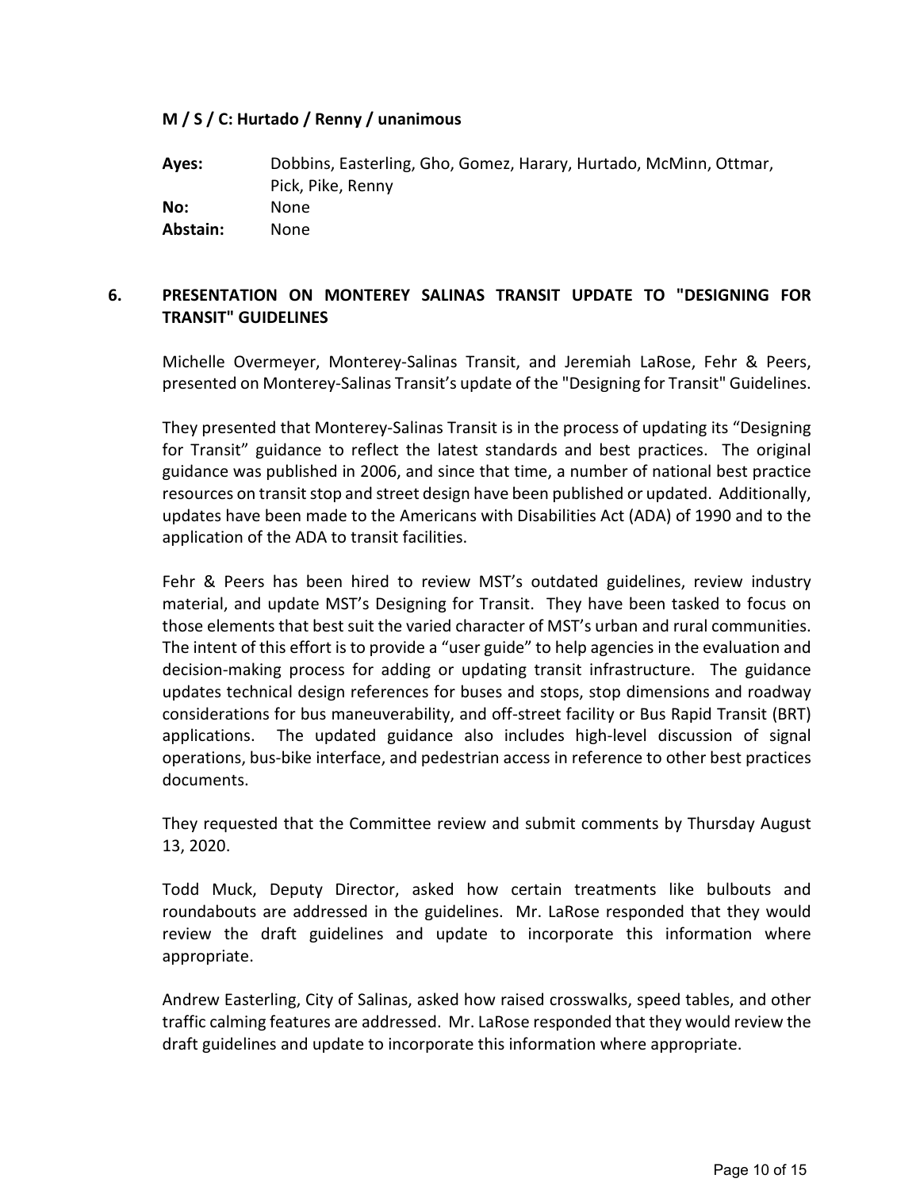**M / S / C: Hurtado / Renny / unanimous**

| | |
|---|---|
| **Ayes:** | Dobbins, Easterling, Gho, Gomez, Harary, Hurtado, McMinn, Ottmar, Pick, Pike, Renny |
| **No:** | None |
| **Abstain:** | None |

## 6. PRESENTATION ON MONTEREY SALINAS TRANSIT UPDATE TO "DESIGNING FOR TRANSIT" GUIDELINES

Michelle Overmeyer, Monterey-Salinas Transit, and Jeremiah LaRose, Fehr & Peers, presented on Monterey-Salinas Transit's update of the "Designing for Transit" Guidelines.

They presented that Monterey-Salinas Transit is in the process of updating its "Designing for Transit" guidance to reflect the latest standards and best practices. The original guidance was published in 2006, and since that time, a number of national best practice resources on transit stop and street design have been published or updated. Additionally, updates have been made to the Americans with Disabilities Act (ADA) of 1990 and to the application of the ADA to transit facilities.

Fehr & Peers has been hired to review MST's outdated guidelines, review industry material, and update MST's Designing for Transit. They have been tasked to focus on those elements that best suit the varied character of MST's urban and rural communities. The intent of this effort is to provide a "user guide" to help agencies in the evaluation and decision-making process for adding or updating transit infrastructure. The guidance updates technical design references for buses and stops, stop dimensions and roadway considerations for bus maneuverability, and off-street facility or Bus Rapid Transit (BRT) applications. The updated guidance also includes high-level discussion of signal operations, bus-bike interface, and pedestrian access in reference to other best practices documents.

They requested that the Committee review and submit comments by Thursday August 13, 2020.

Todd Muck, Deputy Director, asked how certain treatments like bulbouts and roundabouts are addressed in the guidelines. Mr. LaRose responded that they would review the draft guidelines and update to incorporate this information where appropriate.

Andrew Easterling, City of Salinas, asked how raised crosswalks, speed tables, and other traffic calming features are addressed. Mr. LaRose responded that they would review the draft guidelines and update to incorporate this information where appropriate.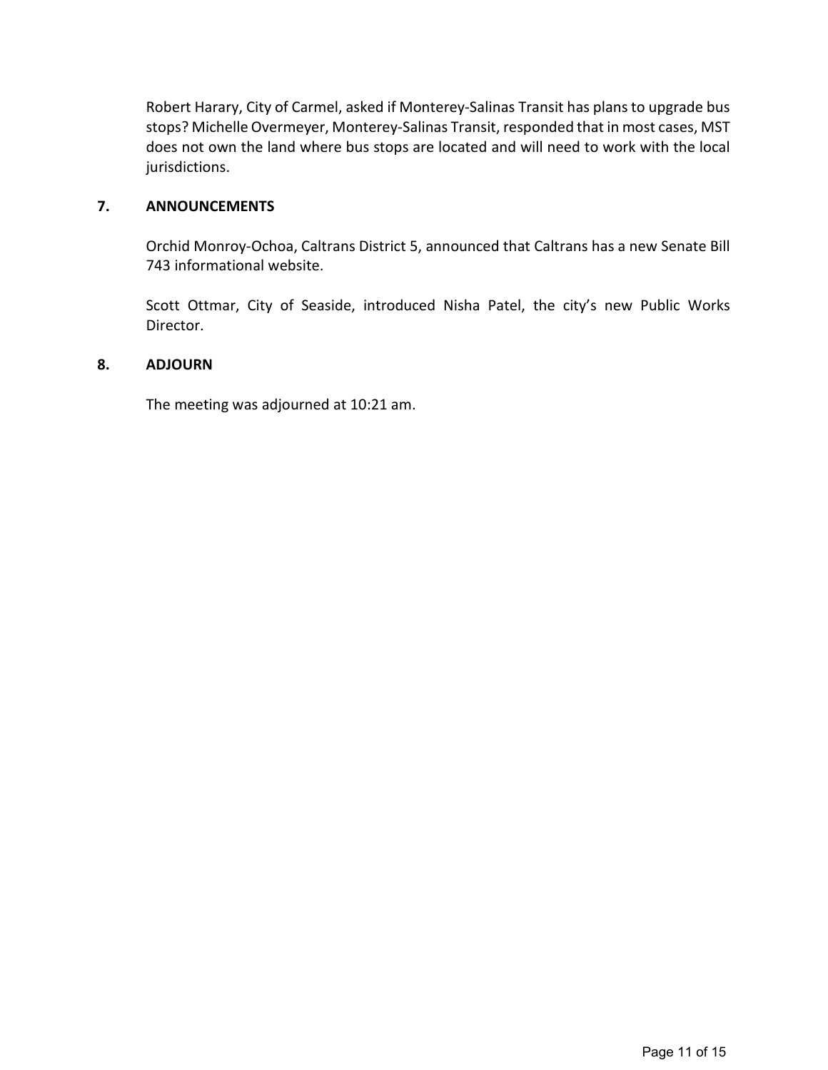Robert Harary, City of Carmel, asked if Monterey-Salinas Transit has plans to upgrade bus stops? Michelle Overmeyer, Monterey-Salinas Transit, responded that in most cases, MST does not own the land where bus stops are located and will need to work with the local jurisdictions.

## 7. ANNOUNCEMENTS

Orchid Monroy-Ochoa, Caltrans District 5, announced that Caltrans has a new Senate Bill 743 informational website.

Scott Ottmar, City of Seaside, introduced Nisha Patel, the city's new Public Works Director.

## 8. ADJOURN

The meeting was adjourned at 10:21 am.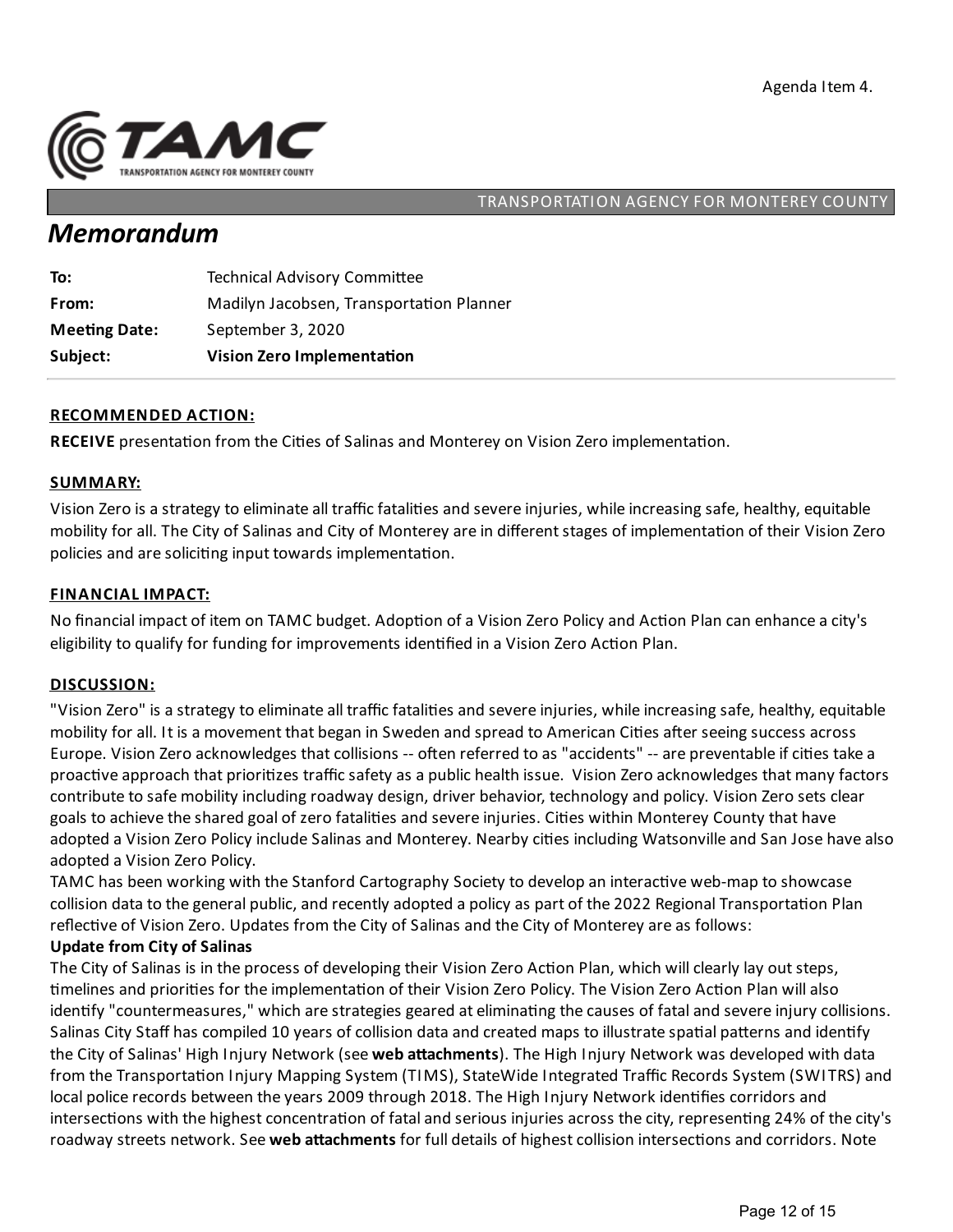Agenda Item 4.

TAMC — TRANSPORTATION AGENCY FOR MONTEREY COUNTY

TRANSPORTATION AGENCY FOR MONTEREY COUNTY

# Memorandum

| | |
|---|---|
| **To:** | Technical Advisory Committee |
| **From:** | Madilyn Jacobsen, Transportation Planner |
| **Meeting Date:** | September 3, 2020 |
| **Subject:** | **Vision Zero Implementation** |

## RECOMMENDED ACTION:

**RECEIVE** presentation from the Cities of Salinas and Monterey on Vision Zero implementation.

## SUMMARY:

Vision Zero is a strategy to eliminate all traffic fatalities and severe injuries, while increasing safe, healthy, equitable mobility for all. The City of Salinas and City of Monterey are in different stages of implementation of their Vision Zero policies and are soliciting input towards implementation.

## FINANCIAL IMPACT:

No financial impact of item on TAMC budget. Adoption of a Vision Zero Policy and Action Plan can enhance a city's eligibility to qualify for funding for improvements identified in a Vision Zero Action Plan.

## DISCUSSION:

"Vision Zero" is a strategy to eliminate all traffic fatalities and severe injuries, while increasing safe, healthy, equitable mobility for all. It is a movement that began in Sweden and spread to American Cities after seeing success across Europe. Vision Zero acknowledges that collisions -- often referred to as "accidents" -- are preventable if cities take a proactive approach that prioritizes traffic safety as a public health issue. Vision Zero acknowledges that many factors contribute to safe mobility including roadway design, driver behavior, technology and policy. Vision Zero sets clear goals to achieve the shared goal of zero fatalities and severe injuries. Cities within Monterey County that have adopted a Vision Zero Policy include Salinas and Monterey. Nearby cities including Watsonville and San Jose have also adopted a Vision Zero Policy.

TAMC has been working with the Stanford Cartography Society to develop an interactive web-map to showcase collision data to the general public, and recently adopted a policy as part of the 2022 Regional Transportation Plan reflective of Vision Zero. Updates from the City of Salinas and the City of Monterey are as follows:

**Update from City of Salinas**

The City of Salinas is in the process of developing their Vision Zero Action Plan, which will clearly lay out steps, timelines and priorities for the implementation of their Vision Zero Policy. The Vision Zero Action Plan will also identify "countermeasures," which are strategies geared at eliminating the causes of fatal and severe injury collisions. Salinas City Staff has compiled 10 years of collision data and created maps to illustrate spatial patterns and identify the City of Salinas' High Injury Network (see **web attachments**). The High Injury Network was developed with data from the Transportation Injury Mapping System (TIMS), StateWide Integrated Traffic Records System (SWITRS) and local police records between the years 2009 through 2018. The High Injury Network identifies corridors and intersections with the highest concentration of fatal and serious injuries across the city, representing 24% of the city's roadway streets network. See **web attachments** for full details of highest collision intersections and corridors. Note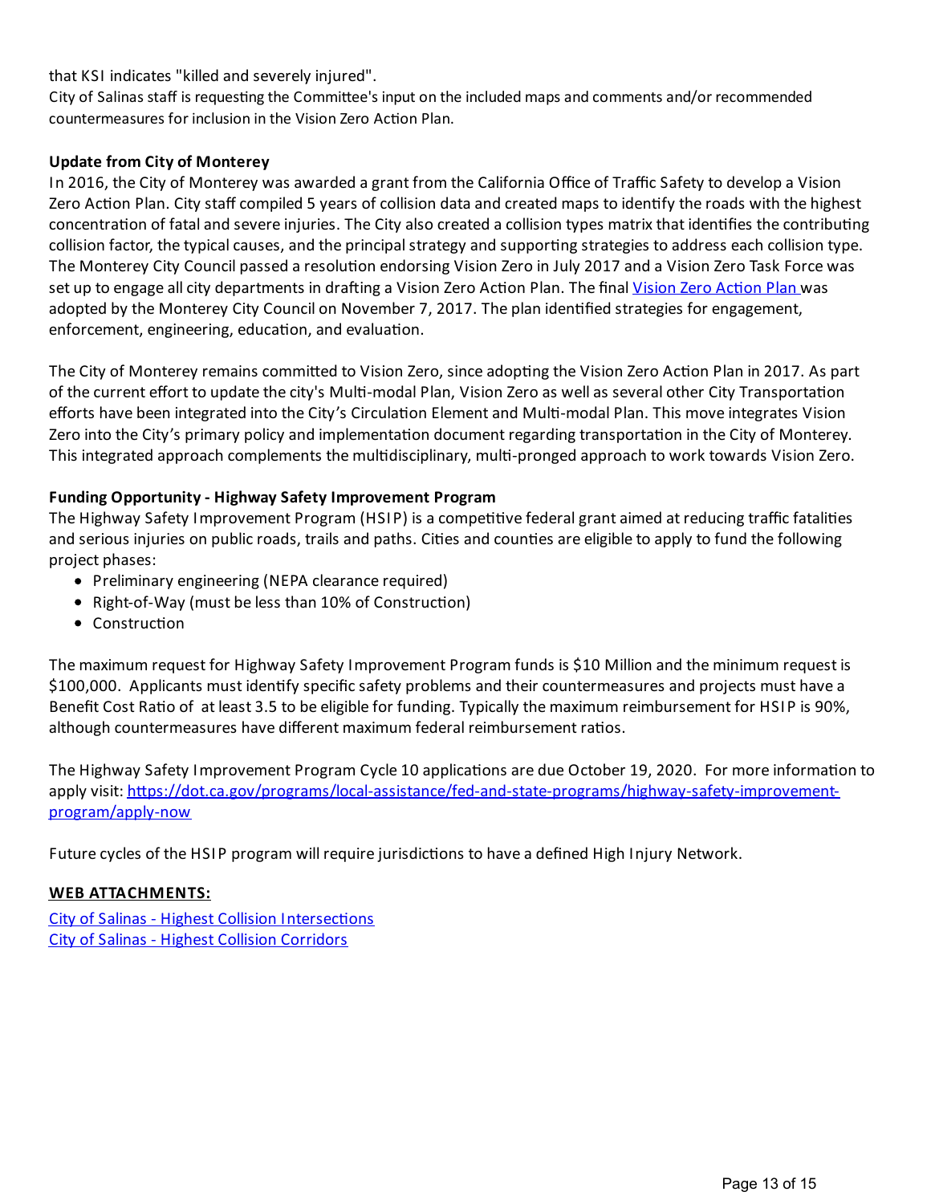that KSI indicates "killed and severely injured".
City of Salinas staff is requesting the Committee's input on the included maps and comments and/or recommended countermeasures for inclusion in the Vision Zero Action Plan.

**Update from City of Monterey**
In 2016, the City of Monterey was awarded a grant from the California Office of Traffic Safety to develop a Vision Zero Action Plan. City staff compiled 5 years of collision data and created maps to identify the roads with the highest concentration of fatal and severe injuries. The City also created a collision types matrix that identifies the contributing collision factor, the typical causes, and the principal strategy and supporting strategies to address each collision type. The Monterey City Council passed a resolution endorsing Vision Zero in July 2017 and a Vision Zero Task Force was set up to engage all city departments in drafting a Vision Zero Action Plan. The final Vision Zero Action Plan was adopted by the Monterey City Council on November 7, 2017. The plan identified strategies for engagement, enforcement, engineering, education, and evaluation.

The City of Monterey remains committed to Vision Zero, since adopting the Vision Zero Action Plan in 2017. As part of the current effort to update the city's Multi-modal Plan, Vision Zero as well as several other City Transportation efforts have been integrated into the City's Circulation Element and Multi-modal Plan. This move integrates Vision Zero into the City's primary policy and implementation document regarding transportation in the City of Monterey. This integrated approach complements the multidisciplinary, multi-pronged approach to work towards Vision Zero.

**Funding Opportunity - Highway Safety Improvement Program**
The Highway Safety Improvement Program (HSIP) is a competitive federal grant aimed at reducing traffic fatalities and serious injuries on public roads, trails and paths. Cities and counties are eligible to apply to fund the following project phases:

- Preliminary engineering (NEPA clearance required)
- Right-of-Way (must be less than 10% of Construction)
- Construction

The maximum request for Highway Safety Improvement Program funds is $10 Million and the minimum request is $100,000. Applicants must identify specific safety problems and their countermeasures and projects must have a Benefit Cost Ratio of at least 3.5 to be eligible for funding. Typically the maximum reimbursement for HSIP is 90%, although countermeasures have different maximum federal reimbursement ratios.

The Highway Safety Improvement Program Cycle 10 applications are due October 19, 2020. For more information to apply visit: https://dot.ca.gov/programs/local-assistance/fed-and-state-programs/highway-safety-improvement-program/apply-now

Future cycles of the HSIP program will require jurisdictions to have a defined High Injury Network.

**WEB ATTACHMENTS:**

City of Salinas - Highest Collision Intersections
City of Salinas - Highest Collision Corridors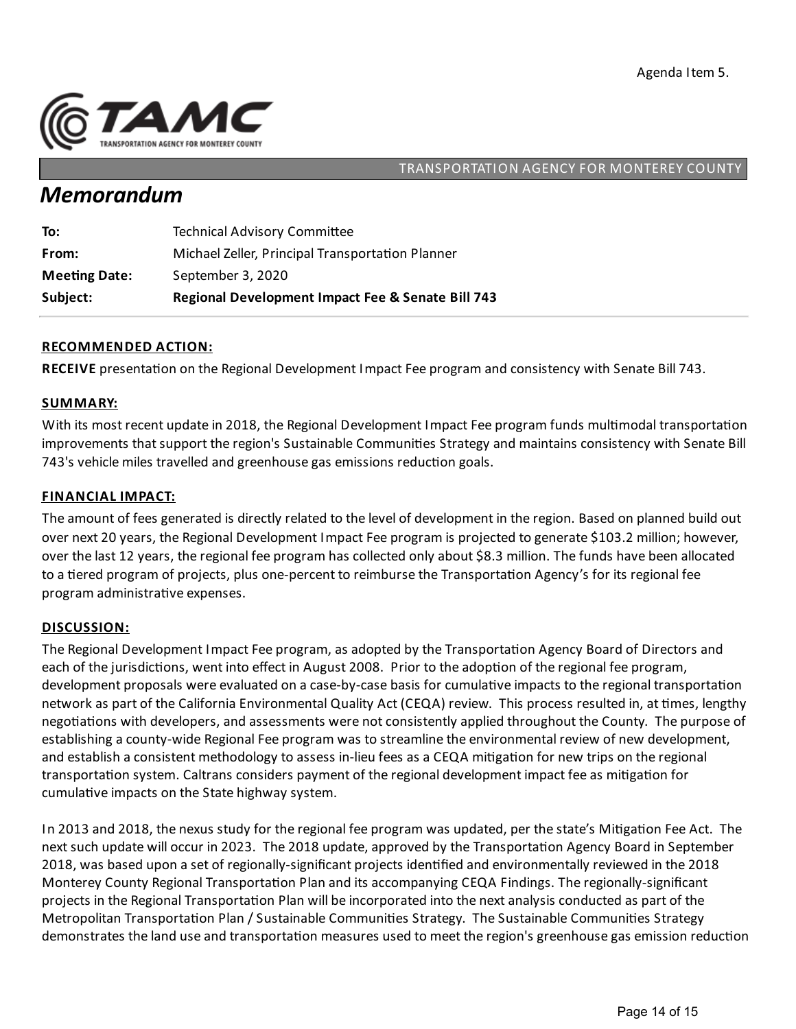Agenda Item 5.

TRANSPORTATION AGENCY FOR MONTEREY COUNTY

# *Memorandum*

| | |
|---|---|
| **To:** | Technical Advisory Committee |
| **From:** | Michael Zeller, Principal Transportation Planner |
| **Meeting Date:** | September 3, 2020 |
| **Subject:** | **Regional Development Impact Fee & Senate Bill 743** |

## RECOMMENDED ACTION:

**RECEIVE** presentation on the Regional Development Impact Fee program and consistency with Senate Bill 743.

## SUMMARY:

With its most recent update in 2018, the Regional Development Impact Fee program funds multimodal transportation improvements that support the region's Sustainable Communities Strategy and maintains consistency with Senate Bill 743's vehicle miles travelled and greenhouse gas emissions reduction goals.

## FINANCIAL IMPACT:

The amount of fees generated is directly related to the level of development in the region. Based on planned build out over next 20 years, the Regional Development Impact Fee program is projected to generate $103.2 million; however, over the last 12 years, the regional fee program has collected only about $8.3 million. The funds have been allocated to a tiered program of projects, plus one-percent to reimburse the Transportation Agency's for its regional fee program administrative expenses.

## DISCUSSION:

The Regional Development Impact Fee program, as adopted by the Transportation Agency Board of Directors and each of the jurisdictions, went into effect in August 2008. Prior to the adoption of the regional fee program, development proposals were evaluated on a case-by-case basis for cumulative impacts to the regional transportation network as part of the California Environmental Quality Act (CEQA) review. This process resulted in, at times, lengthy negotiations with developers, and assessments were not consistently applied throughout the County. The purpose of establishing a county-wide Regional Fee program was to streamline the environmental review of new development, and establish a consistent methodology to assess in-lieu fees as a CEQA mitigation for new trips on the regional transportation system. Caltrans considers payment of the regional development impact fee as mitigation for cumulative impacts on the State highway system.

In 2013 and 2018, the nexus study for the regional fee program was updated, per the state's Mitigation Fee Act. The next such update will occur in 2023. The 2018 update, approved by the Transportation Agency Board in September 2018, was based upon a set of regionally-significant projects identified and environmentally reviewed in the 2018 Monterey County Regional Transportation Plan and its accompanying CEQA Findings. The regionally-significant projects in the Regional Transportation Plan will be incorporated into the next analysis conducted as part of the Metropolitan Transportation Plan / Sustainable Communities Strategy. The Sustainable Communities Strategy demonstrates the land use and transportation measures used to meet the region's greenhouse gas emission reduction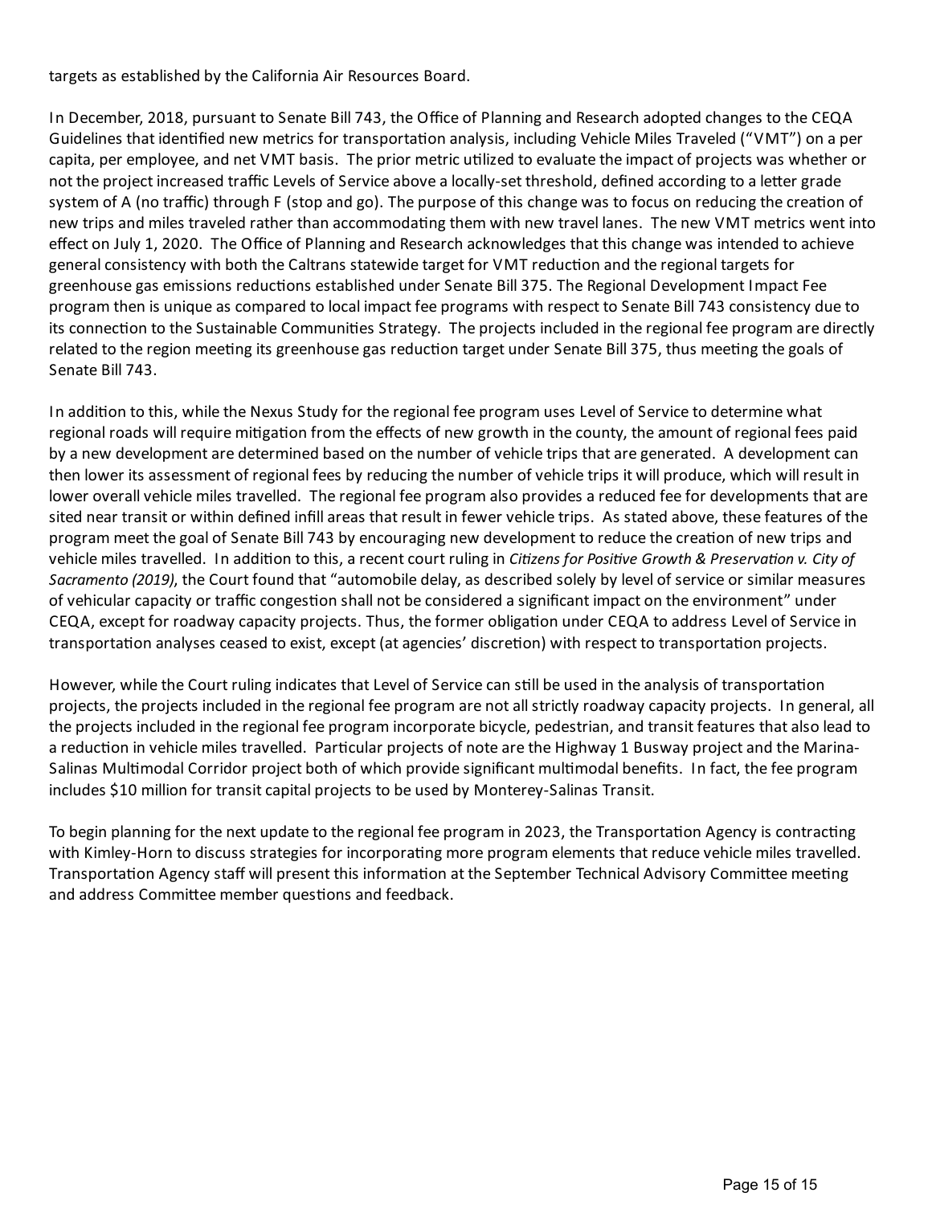targets as established by the California Air Resources Board.

In December, 2018, pursuant to Senate Bill 743, the Office of Planning and Research adopted changes to the CEQA Guidelines that identified new metrics for transportation analysis, including Vehicle Miles Traveled ("VMT") on a per capita, per employee, and net VMT basis. The prior metric utilized to evaluate the impact of projects was whether or not the project increased traffic Levels of Service above a locally-set threshold, defined according to a letter grade system of A (no traffic) through F (stop and go). The purpose of this change was to focus on reducing the creation of new trips and miles traveled rather than accommodating them with new travel lanes. The new VMT metrics went into effect on July 1, 2020. The Office of Planning and Research acknowledges that this change was intended to achieve general consistency with both the Caltrans statewide target for VMT reduction and the regional targets for greenhouse gas emissions reductions established under Senate Bill 375. The Regional Development Impact Fee program then is unique as compared to local impact fee programs with respect to Senate Bill 743 consistency due to its connection to the Sustainable Communities Strategy. The projects included in the regional fee program are directly related to the region meeting its greenhouse gas reduction target under Senate Bill 375, thus meeting the goals of Senate Bill 743.

In addition to this, while the Nexus Study for the regional fee program uses Level of Service to determine what regional roads will require mitigation from the effects of new growth in the county, the amount of regional fees paid by a new development are determined based on the number of vehicle trips that are generated. A development can then lower its assessment of regional fees by reducing the number of vehicle trips it will produce, which will result in lower overall vehicle miles travelled. The regional fee program also provides a reduced fee for developments that are sited near transit or within defined infill areas that result in fewer vehicle trips. As stated above, these features of the program meet the goal of Senate Bill 743 by encouraging new development to reduce the creation of new trips and vehicle miles travelled. In addition to this, a recent court ruling in *Citizens for Positive Growth & Preservation v. City of Sacramento (2019)*, the Court found that "automobile delay, as described solely by level of service or similar measures of vehicular capacity or traffic congestion shall not be considered a significant impact on the environment" under CEQA, except for roadway capacity projects. Thus, the former obligation under CEQA to address Level of Service in transportation analyses ceased to exist, except (at agencies' discretion) with respect to transportation projects.

However, while the Court ruling indicates that Level of Service can still be used in the analysis of transportation projects, the projects included in the regional fee program are not all strictly roadway capacity projects. In general, all the projects included in the regional fee program incorporate bicycle, pedestrian, and transit features that also lead to a reduction in vehicle miles travelled. Particular projects of note are the Highway 1 Busway project and the Marina-Salinas Multimodal Corridor project both of which provide significant multimodal benefits. In fact, the fee program includes $10 million for transit capital projects to be used by Monterey-Salinas Transit.

To begin planning for the next update to the regional fee program in 2023, the Transportation Agency is contracting with Kimley-Horn to discuss strategies for incorporating more program elements that reduce vehicle miles travelled. Transportation Agency staff will present this information at the September Technical Advisory Committee meeting and address Committee member questions and feedback.